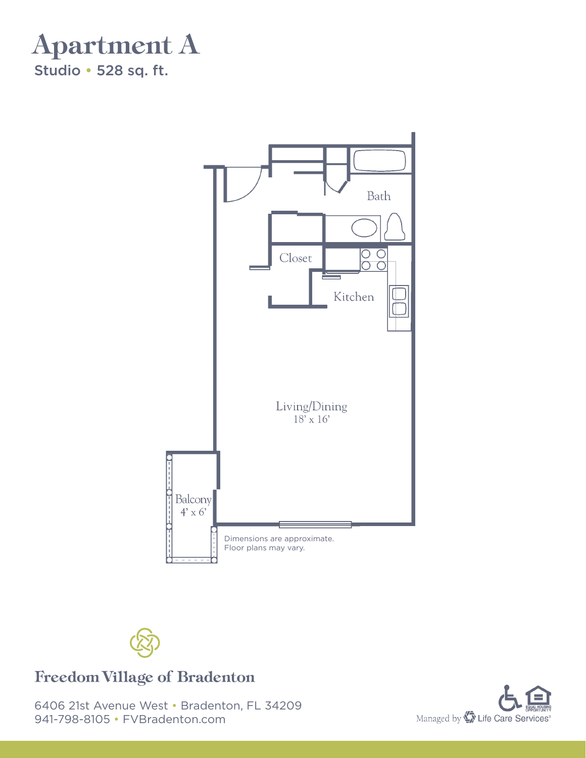# Apartment A

Studio • 528 sq. ft.

Bath

Closet

Kitchen

Living/Dining
18' x 16'

Balcony
4' x 6'

Dimensions are approximate.
Floor plans may vary.

**Freedom Village of Bradenton**

6406 21st Avenue West • Bradenton, FL 34209
941-798-8105 • FVBradenton.com

Managed by Life Care Services®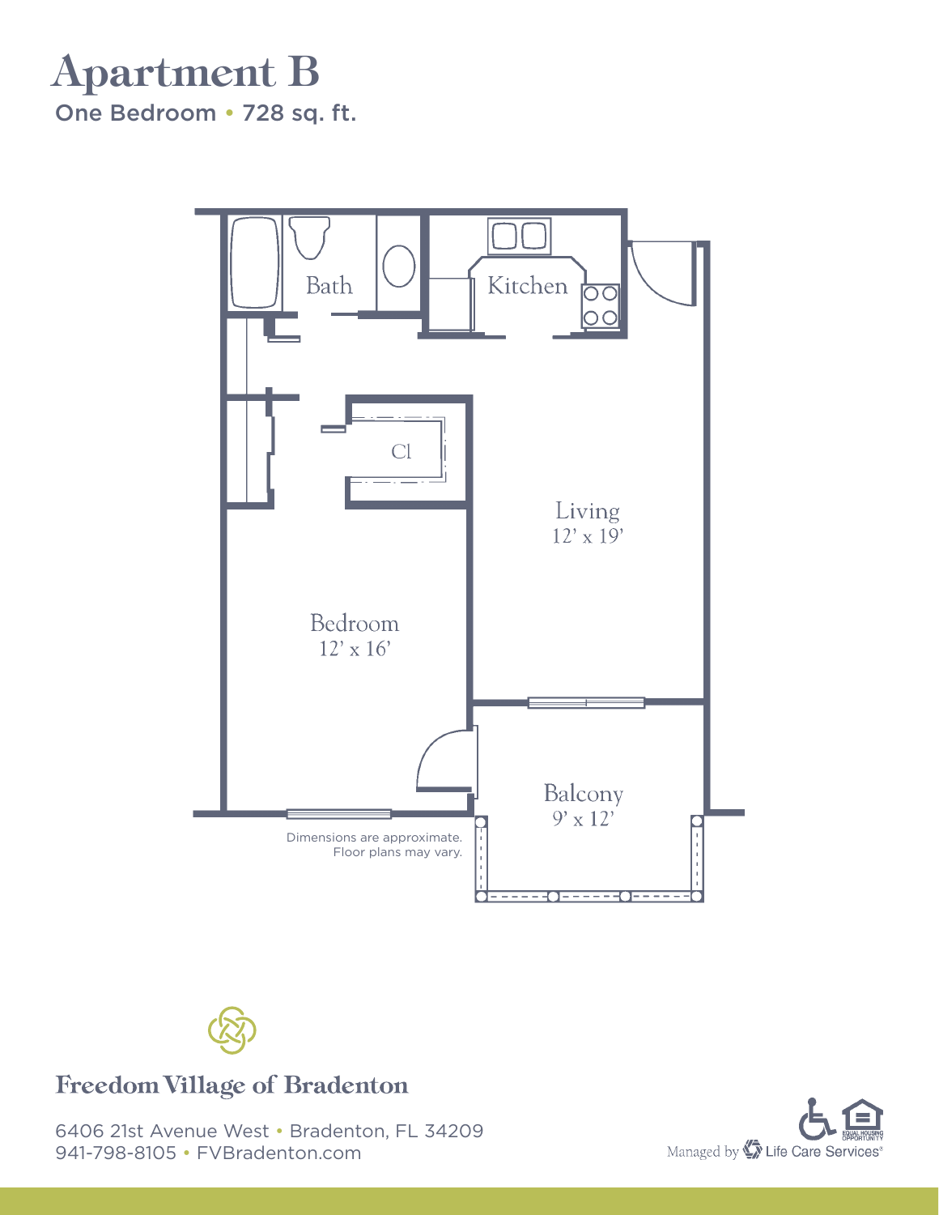# Apartment B

One Bedroom • 728 sq. ft.

Bath

Kitchen

Cl

Living
12' x 19'

Bedroom
12' x 16'

Balcony
9' x 12'

Dimensions are approximate.
Floor plans may vary.

**Freedom Village of Bradenton**

6406 21st Avenue West • Bradenton, FL 34209
941-798-8105 • FVBradenton.com

Managed by Life Care Services®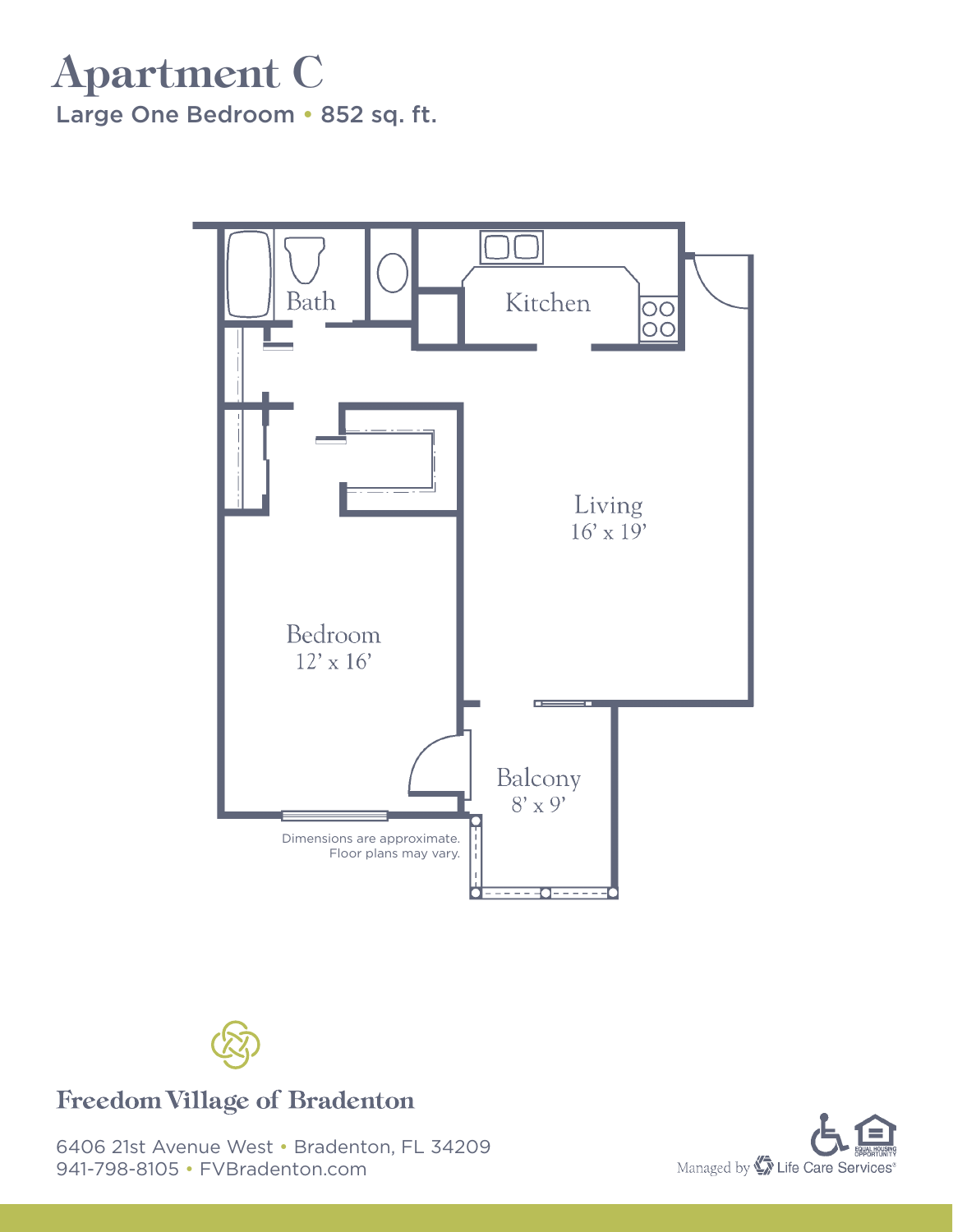# Apartment C

Large One Bedroom • 852 sq. ft.

Bath

Kitchen

Living
16' x 19'

Bedroom
12' x 16'

Balcony
8' x 9'

Dimensions are approximate.
Floor plans may vary.

**Freedom Village of Bradenton**

6406 21st Avenue West • Bradenton, FL 34209
941-798-8105 • FVBradenton.com

Managed by Life Care Services®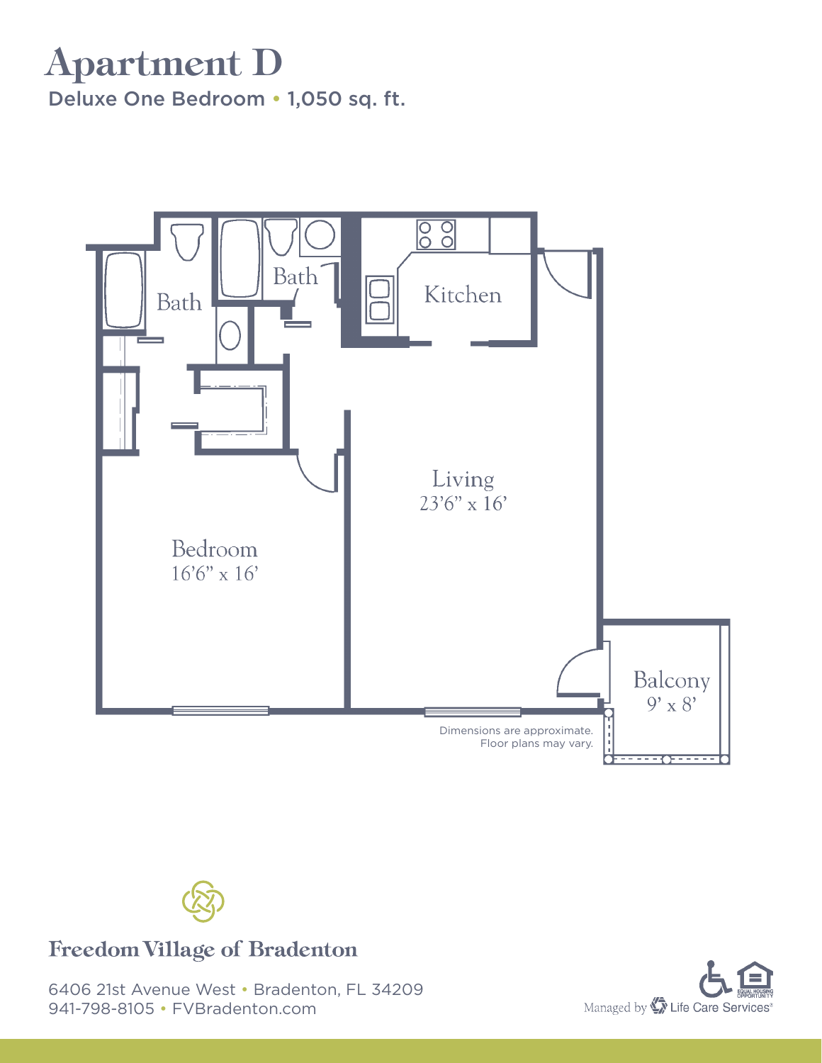# Apartment D

Deluxe One Bedroom • 1,050 sq. ft.

Bath

Bath

Kitchen

Living
23'6" x 16'

Bedroom
16'6" x 16'

Balcony
9' x 8'

Dimensions are approximate.
Floor plans may vary.

Freedom Village of Bradenton

6406 21st Avenue West • Bradenton, FL 34209
941-798-8105 • FVBradenton.com

Managed by Life Care Services®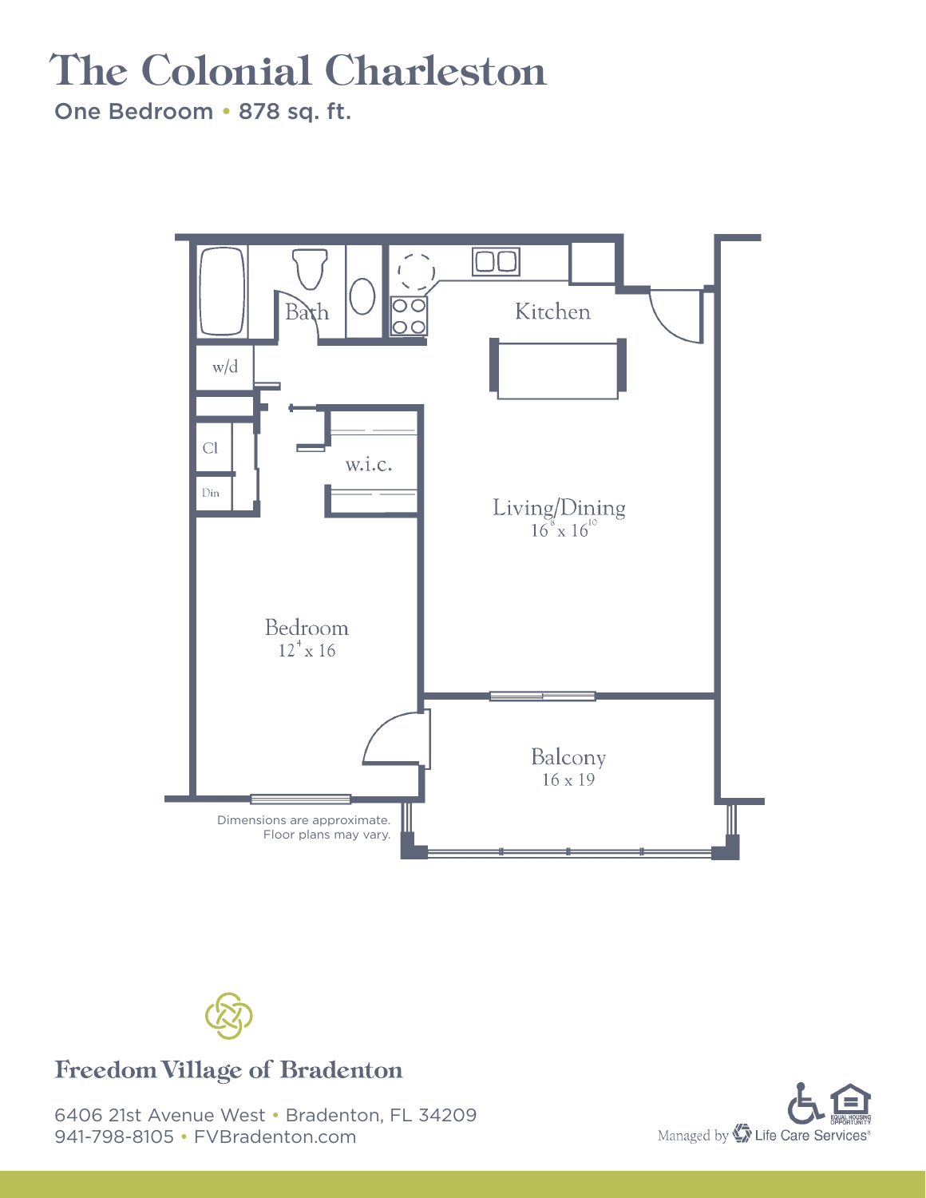# The Colonial Charleston

One Bedroom • 878 sq. ft.

Bath

Kitchen

w/d

Cl

Din

w.i.c.

Living/Dining
16⁸ x 16¹⁰

Bedroom
12⁴ x 16

Balcony
16 x 19

Dimensions are approximate.
Floor plans may vary.

**Freedom Village of Bradenton**

6406 21st Avenue West • Bradenton, FL 34209
941-798-8105 • FVBradenton.com

Managed by Life Care Services®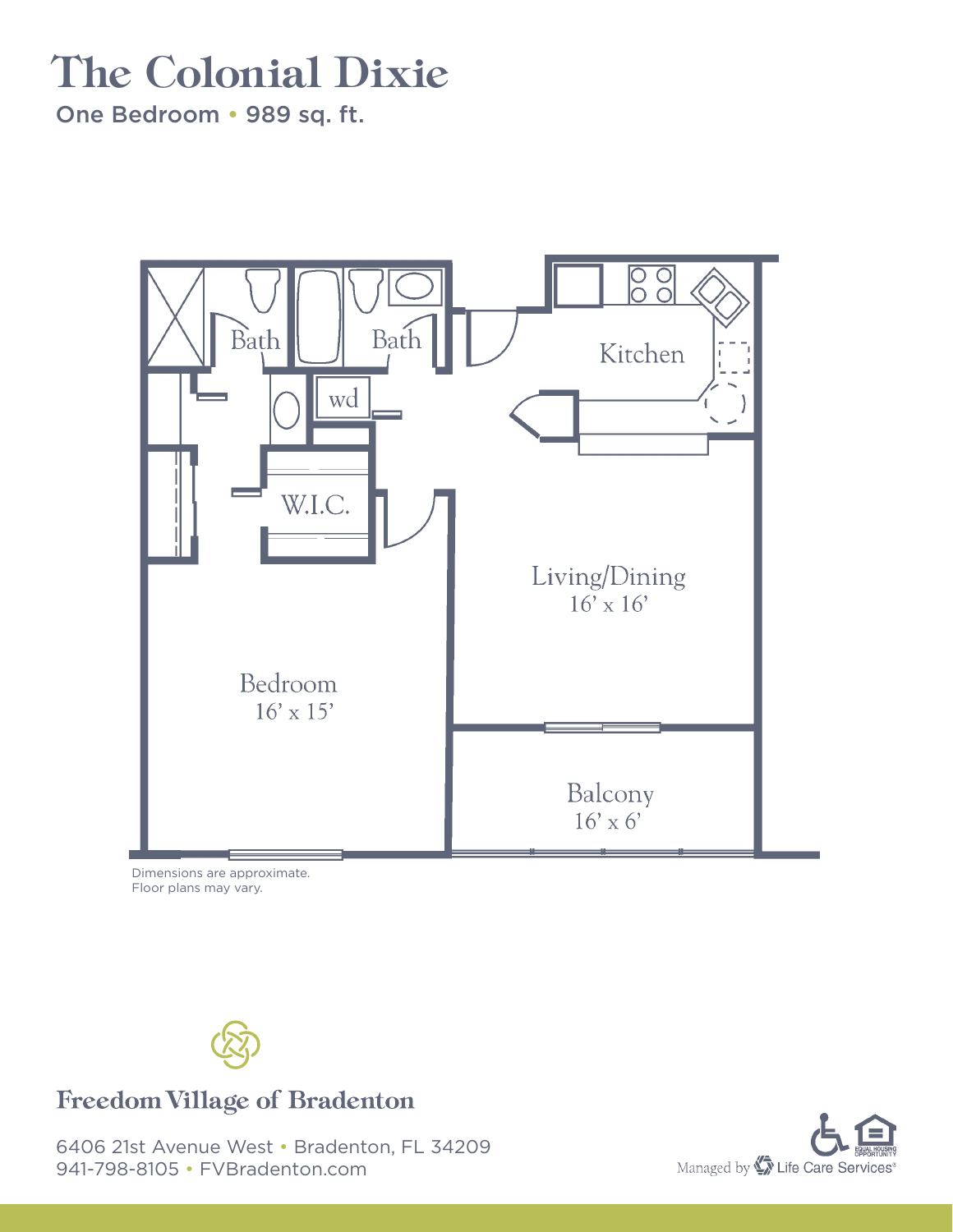# The Colonial Dixie

One Bedroom • 989 sq. ft.

Bath

Bath

wd

W.I.C.

Kitchen

Living/Dining
16' x 16'

Bedroom
16' x 15'

Balcony
16' x 6'

Dimensions are approximate.
Floor plans may vary.

## Freedom Village of Bradenton

6406 21st Avenue West • Bradenton, FL 34209
941-798-8105 • FVBradenton.com

Managed by Life Care Services®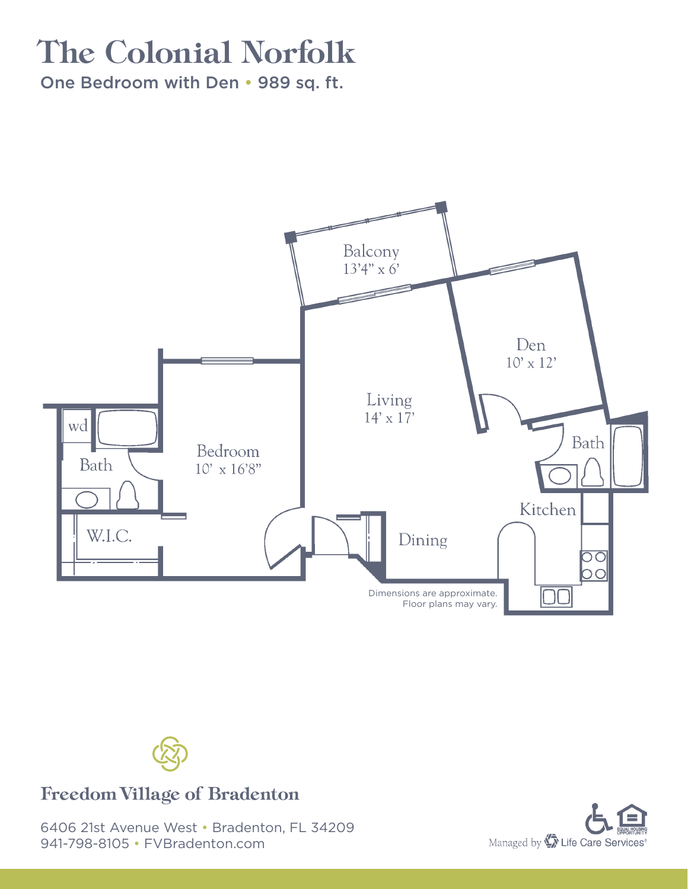# The Colonial Norfolk

One Bedroom with Den • 989 sq. ft.

Balcony
13'4" x 6'

Den
10' x 12'

Living
14' x 17'

Bedroom
10' x 16'8"

wd

Bath

Bath

Kitchen

W.I.C.

Dining

Dimensions are approximate.
Floor plans may vary.

**Freedom Village of Bradenton**

6406 21st Avenue West • Bradenton, FL 34209
941-798-8105 • FVBradenton.com

Managed by Life Care Services®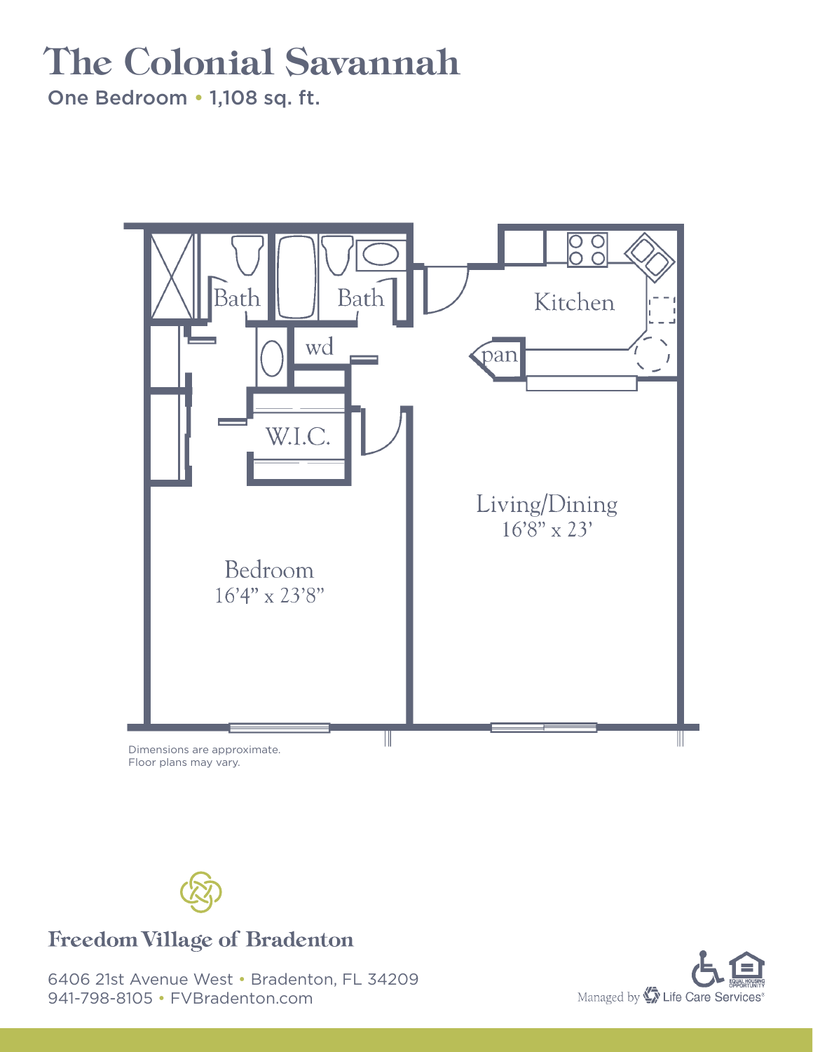# The Colonial Savannah

**One Bedroom • 1,108 sq. ft.**

Bath

Bath

wd

W.I.C.

Kitchen

pan

Living/Dining
16'8" x 23'

Bedroom
16'4" x 23'8"

Dimensions are approximate.
Floor plans may vary.

**Freedom Village of Bradenton**

6406 21st Avenue West • Bradenton, FL 34209
941-798-8105 • FVBradenton.com

Managed by Life Care Services®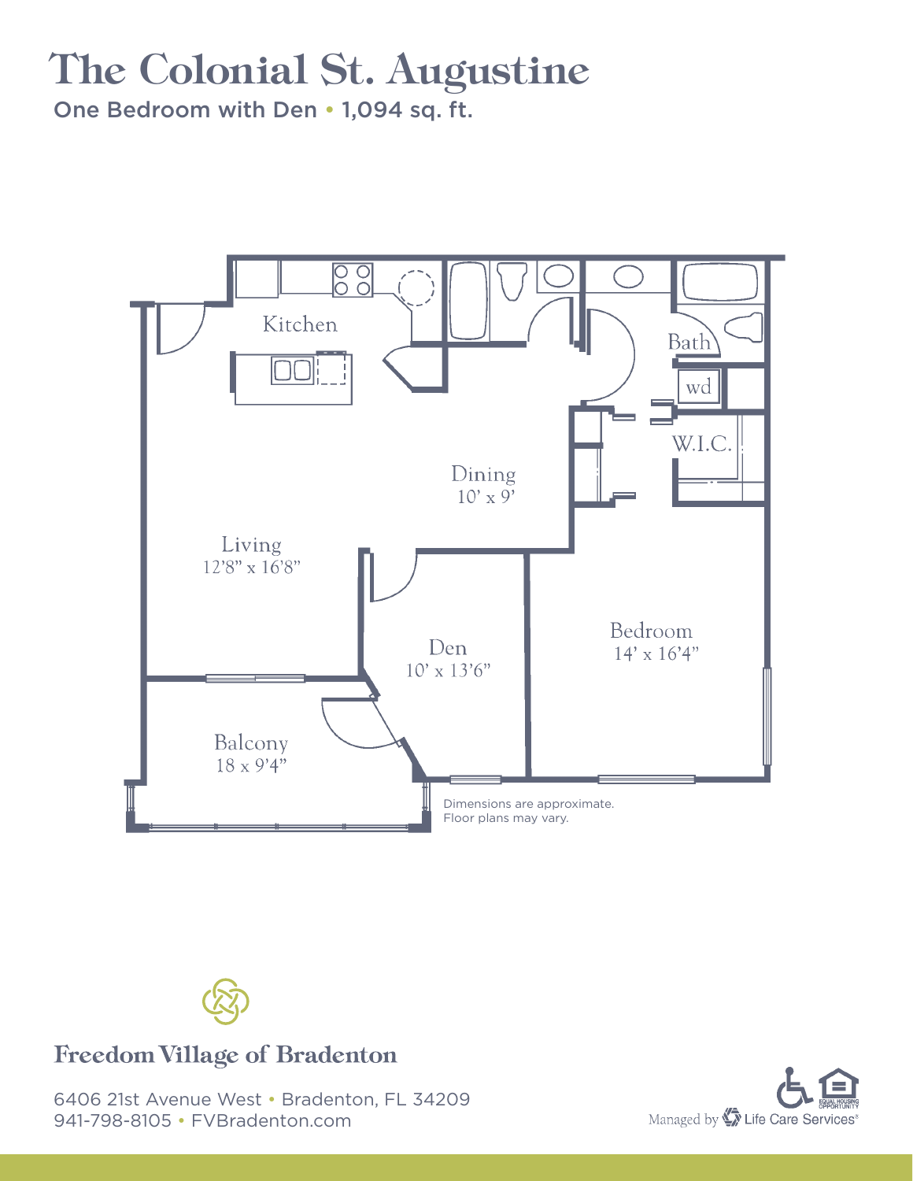# The Colonial St. Augustine

One Bedroom with Den • 1,094 sq. ft.

Kitchen

Bath

wd

W.I.C.

Dining
10' x 9'

Living
12'8" x 16'8"

Den
10' x 13'6"

Bedroom
14' x 16'4"

Balcony
18 x 9'4"

Dimensions are approximate.
Floor plans may vary.

**Freedom Village of Bradenton**

6406 21st Avenue West • Bradenton, FL 34209
941-798-8105 • FVBradenton.com

Managed by Life Care Services®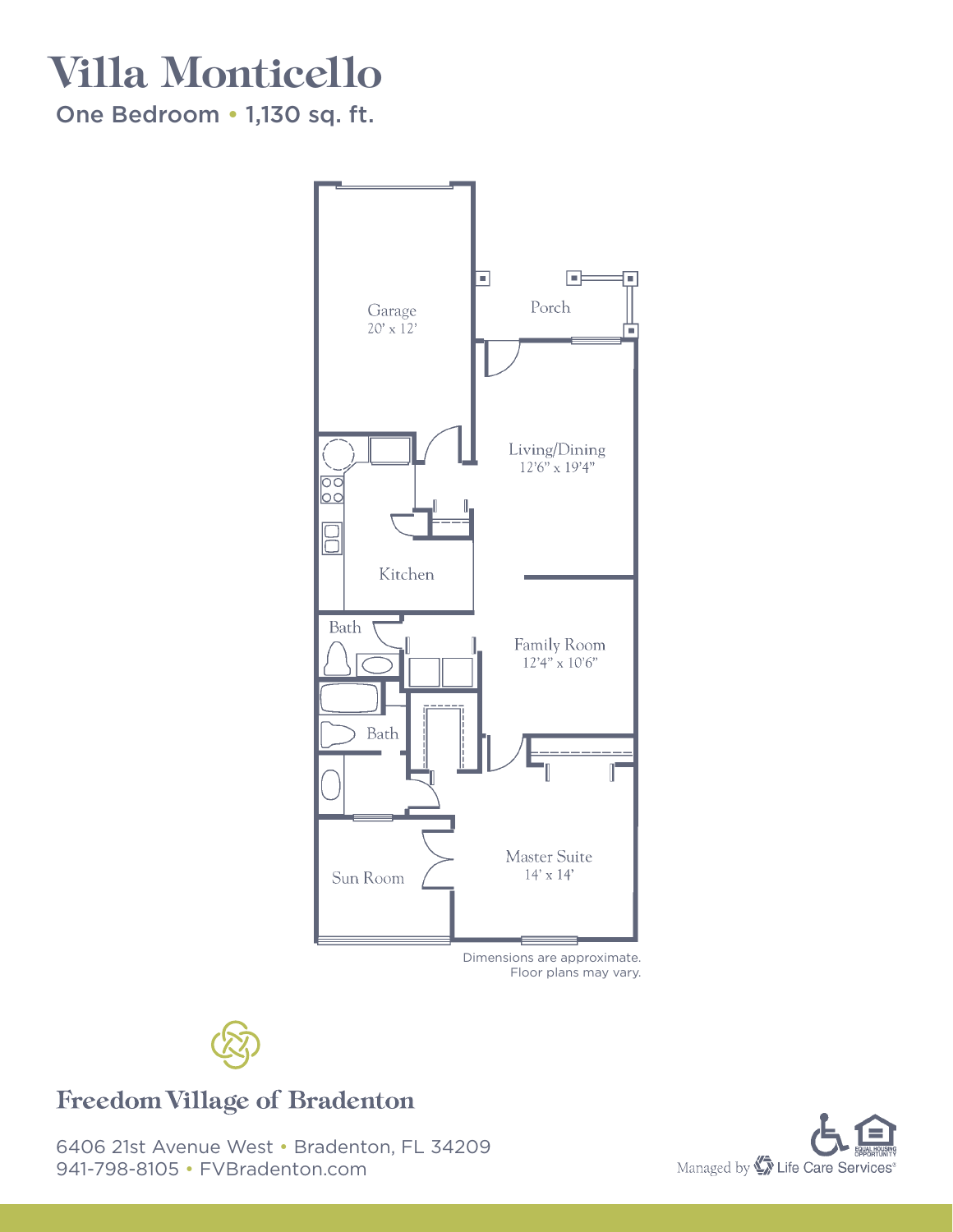# Villa Monticello

## One Bedroom • 1,130 sq. ft.

Garage
20' x 12'

Porch

Living/Dining
12'6" x 19'4"

Kitchen

Bath

Family Room
12'4" x 10'6"

Bath

Sun Room

Master Suite
14' x 14'

Dimensions are approximate.
Floor plans may vary.

**Freedom Village of Bradenton**

6406 21st Avenue West • Bradenton, FL 34209
941-798-8105 • FVBradenton.com

Managed by Life Care Services®